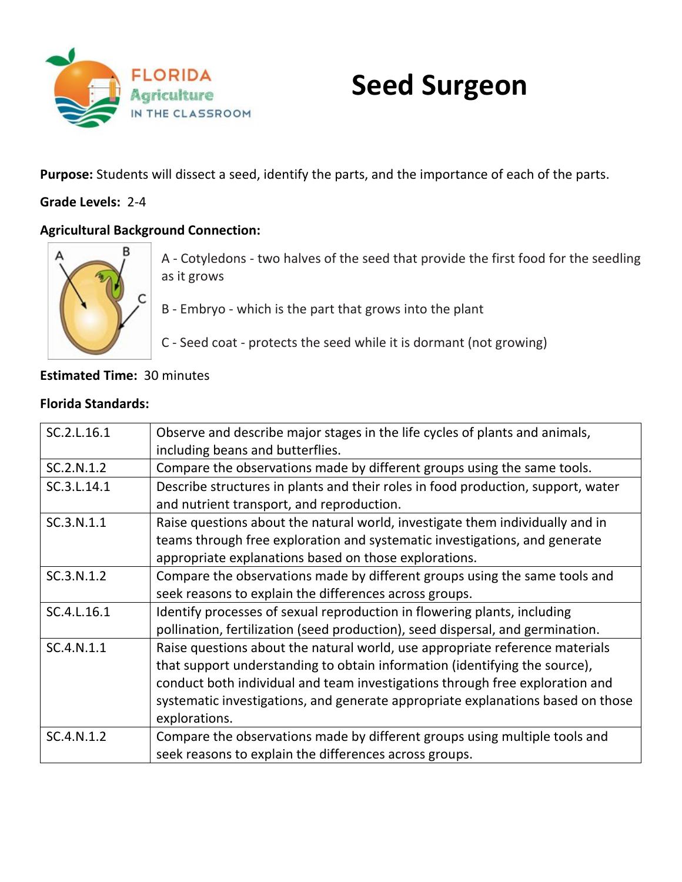# Seed Surgeon

**Purpose:** Students will dissect a seed, identify the parts, and the importance of each of the parts.

**Grade Levels:** 2-4

**Agricultural Background Connection:**

A - Cotyledons - two halves of the seed that provide the first food for the seedling as it grows

B - Embryo - which is the part that grows into the plant

C - Seed coat - protects the seed while it is dormant (not growing)

**Estimated Time:** 30 minutes

**Florida Standards:**

| | |
|---|---|
| SC.2.L.16.1 | Observe and describe major stages in the life cycles of plants and animals, including beans and butterflies. |
| SC.2.N.1.2 | Compare the observations made by different groups using the same tools. |
| SC.3.L.14.1 | Describe structures in plants and their roles in food production, support, water and nutrient transport, and reproduction. |
| SC.3.N.1.1 | Raise questions about the natural world, investigate them individually and in teams through free exploration and systematic investigations, and generate appropriate explanations based on those explorations. |
| SC.3.N.1.2 | Compare the observations made by different groups using the same tools and seek reasons to explain the differences across groups. |
| SC.4.L.16.1 | Identify processes of sexual reproduction in flowering plants, including pollination, fertilization (seed production), seed dispersal, and germination. |
| SC.4.N.1.1 | Raise questions about the natural world, use appropriate reference materials that support understanding to obtain information (identifying the source), conduct both individual and team investigations through free exploration and systematic investigations, and generate appropriate explanations based on those explorations. |
| SC.4.N.1.2 | Compare the observations made by different groups using multiple tools and seek reasons to explain the differences across groups. |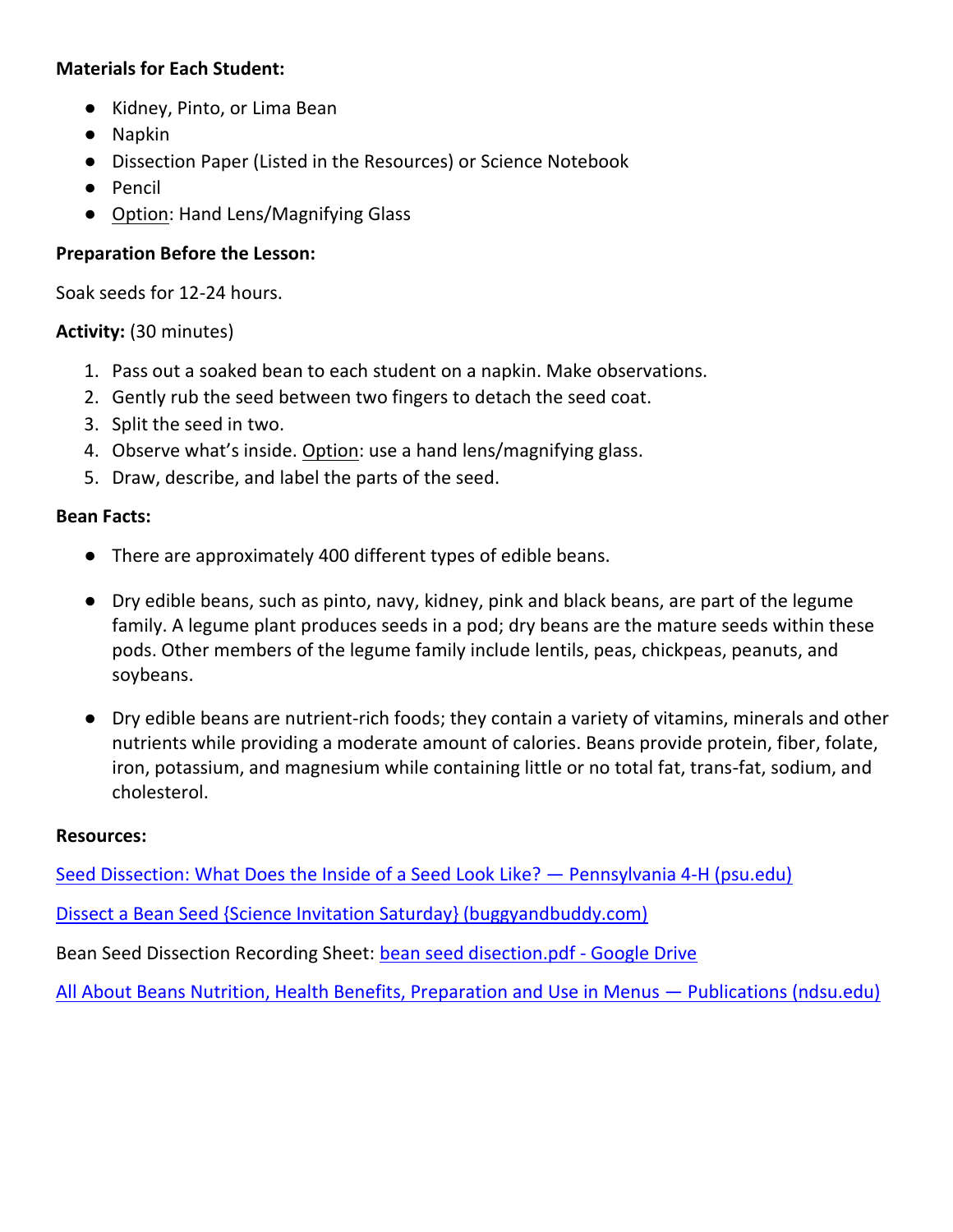**Materials for Each Student:**

- Kidney, Pinto, or Lima Bean
- Napkin
- Dissection Paper (Listed in the Resources) or Science Notebook
- Pencil
- Option: Hand Lens/Magnifying Glass

**Preparation Before the Lesson:**

Soak seeds for 12-24 hours.

**Activity:** (30 minutes)

1. Pass out a soaked bean to each student on a napkin. Make observations.
2. Gently rub the seed between two fingers to detach the seed coat.
3. Split the seed in two.
4. Observe what's inside. Option: use a hand lens/magnifying glass.
5. Draw, describe, and label the parts of the seed.

**Bean Facts:**

- There are approximately 400 different types of edible beans.
- Dry edible beans, such as pinto, navy, kidney, pink and black beans, are part of the legume family. A legume plant produces seeds in a pod; dry beans are the mature seeds within these pods. Other members of the legume family include lentils, peas, chickpeas, peanuts, and soybeans.
- Dry edible beans are nutrient-rich foods; they contain a variety of vitamins, minerals and other nutrients while providing a moderate amount of calories. Beans provide protein, fiber, folate, iron, potassium, and magnesium while containing little or no total fat, trans-fat, sodium, and cholesterol.

**Resources:**

Seed Dissection: What Does the Inside of a Seed Look Like? — Pennsylvania 4-H (psu.edu)

Dissect a Bean Seed {Science Invitation Saturday} (buggyandbuddy.com)

Bean Seed Dissection Recording Sheet: bean seed disection.pdf - Google Drive

All About Beans Nutrition, Health Benefits, Preparation and Use in Menus — Publications (ndsu.edu)